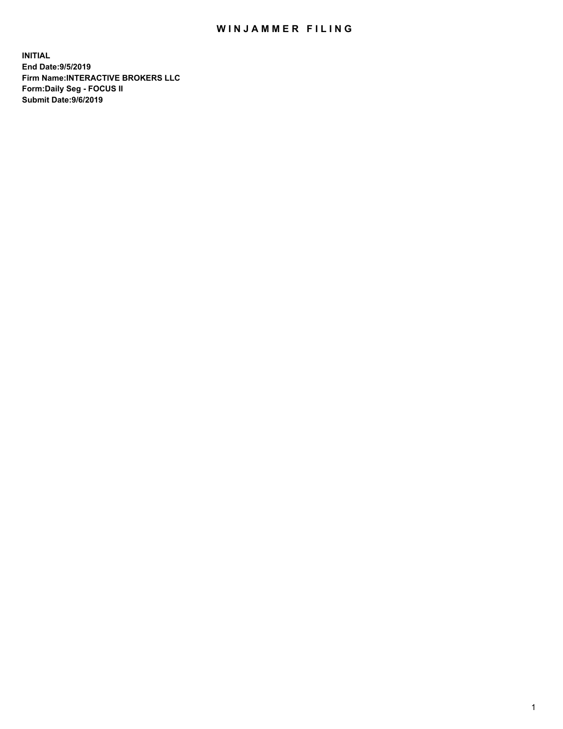# WINJAMMER FILING

**INITIAL**
**End Date:9/5/2019**
**Firm Name:INTERACTIVE BROKERS LLC**
**Form:Daily Seg - FOCUS II**
**Submit Date:9/6/2019**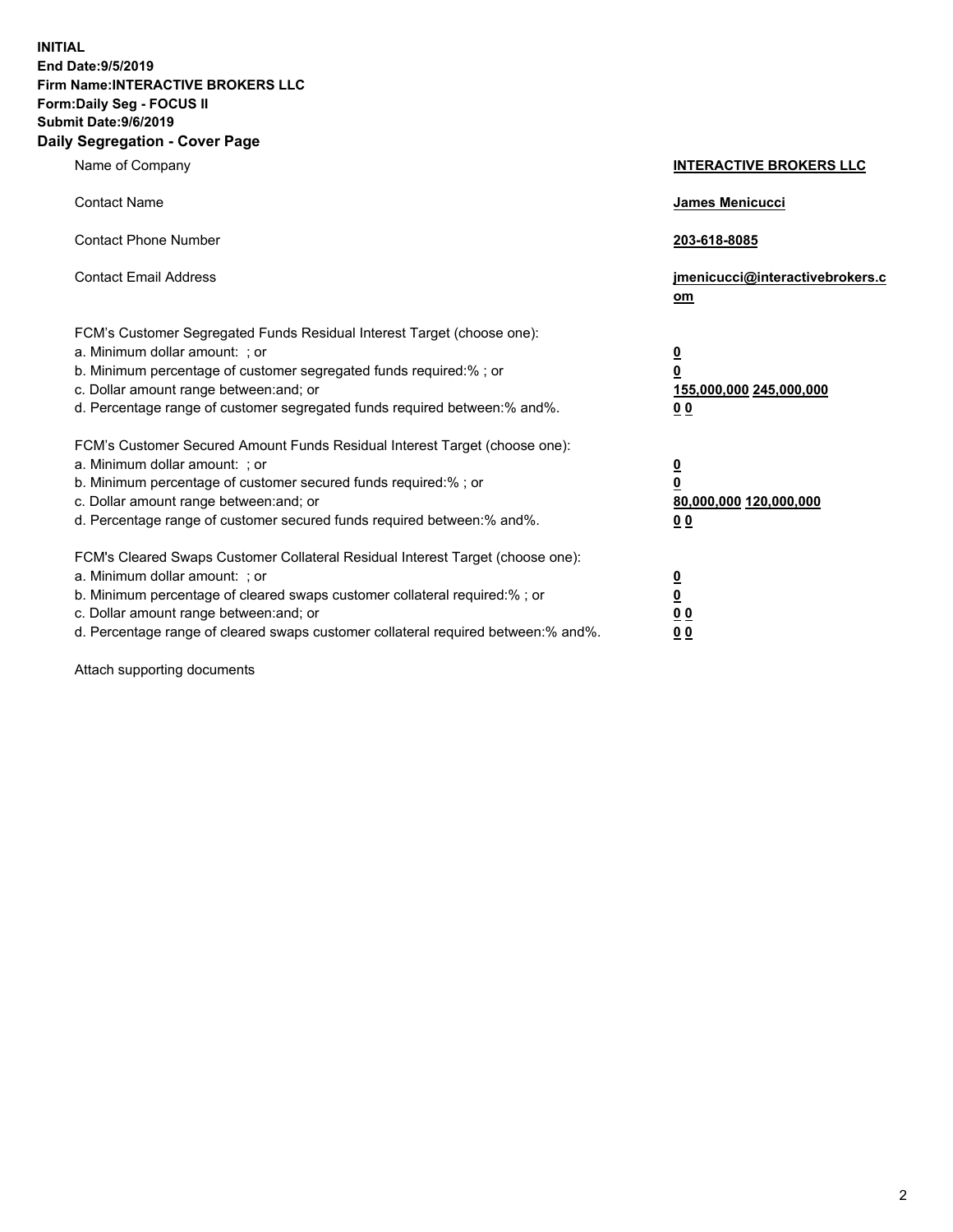**INITIAL**
**End Date:9/5/2019**
**Firm Name:INTERACTIVE BROKERS LLC**
**Form:Daily Seg - FOCUS II**
**Submit Date:9/6/2019**

## Daily Segregation - Cover Page

| | |
|---|---|
| Name of Company | **INTERACTIVE BROKERS LLC** |
| Contact Name | **James Menicucci** |
| Contact Phone Number | **203-618-8085** |
| Contact Email Address | **jmenicucci@interactivebrokers.com** |

FCM's Customer Segregated Funds Residual Interest Target (choose one):

| | |
|---|---|
| a. Minimum dollar amount: ; or | **0** |
| b. Minimum percentage of customer segregated funds required:% ; or | **0** |
| c. Dollar amount range between:and; or | **155,000,000 245,000,000** |
| d. Percentage range of customer segregated funds required between:% and%. | **0 0** |

FCM's Customer Secured Amount Funds Residual Interest Target (choose one):

| | |
|---|---|
| a. Minimum dollar amount: ; or | **0** |
| b. Minimum percentage of customer secured funds required:% ; or | **0** |
| c. Dollar amount range between:and; or | **80,000,000 120,000,000** |
| d. Percentage range of customer secured funds required between:% and%. | **0 0** |

FCM's Cleared Swaps Customer Collateral Residual Interest Target (choose one):

| | |
|---|---|
| a. Minimum dollar amount: ; or | **0** |
| b. Minimum percentage of cleared swaps customer collateral required:% ; or | **0** |
| c. Dollar amount range between:and; or | **0 0** |
| d. Percentage range of cleared swaps customer collateral required between:% and%. | **0 0** |

Attach supporting documents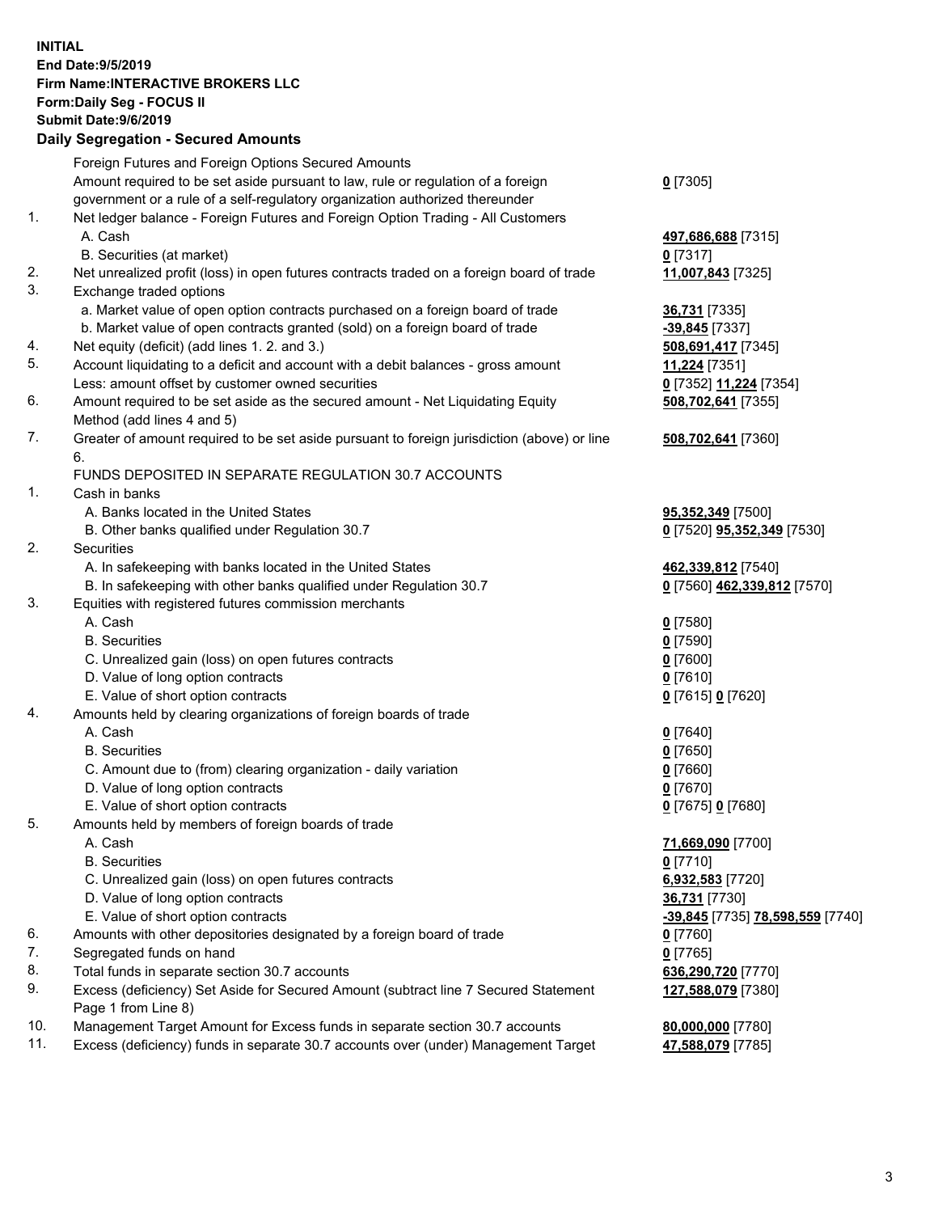**INITIAL**
**End Date:9/5/2019**
**Firm Name:INTERACTIVE BROKERS LLC**
**Form:Daily Seg - FOCUS II**
**Submit Date:9/6/2019**

### Daily Segregation - Secured Amounts

| | | |
|---|---|---|
| | Foreign Futures and Foreign Options Secured Amounts | |
| | Amount required to be set aside pursuant to law, rule or regulation of a foreign government or a rule of a self-regulatory organization authorized thereunder | **0** [7305] |
| 1. | Net ledger balance - Foreign Futures and Foreign Option Trading - All Customers | |
| | A. Cash | **497,686,688** [7315] |
| | B. Securities (at market) | **0** [7317] |
| 2. | Net unrealized profit (loss) in open futures contracts traded on a foreign board of trade | **11,007,843** [7325] |
| 3. | Exchange traded options | |
| | a. Market value of open option contracts purchased on a foreign board of trade | **36,731** [7335] |
| | b. Market value of open contracts granted (sold) on a foreign board of trade | **-39,845** [7337] |
| 4. | Net equity (deficit) (add lines 1. 2. and 3.) | **508,691,417** [7345] |
| 5. | Account liquidating to a deficit and account with a debit balances - gross amount | **11,224** [7351] |
| | Less: amount offset by customer owned securities | **0** [7352] **11,224** [7354] |
| 6. | Amount required to be set aside as the secured amount - Net Liquidating Equity Method (add lines 4 and 5) | **508,702,641** [7355] |
| 7. | Greater of amount required to be set aside pursuant to foreign jurisdiction (above) or line 6. | **508,702,641** [7360] |
| | FUNDS DEPOSITED IN SEPARATE REGULATION 30.7 ACCOUNTS | |
| 1. | Cash in banks | |
| | A. Banks located in the United States | **95,352,349** [7500] |
| | B. Other banks qualified under Regulation 30.7 | **0** [7520] **95,352,349** [7530] |
| 2. | Securities | |
| | A. In safekeeping with banks located in the United States | **462,339,812** [7540] |
| | B. In safekeeping with other banks qualified under Regulation 30.7 | **0** [7560] **462,339,812** [7570] |
| 3. | Equities with registered futures commission merchants | |
| | A. Cash | **0** [7580] |
| | B. Securities | **0** [7590] |
| | C. Unrealized gain (loss) on open futures contracts | **0** [7600] |
| | D. Value of long option contracts | **0** [7610] |
| | E. Value of short option contracts | **0** [7615] **0** [7620] |
| 4. | Amounts held by clearing organizations of foreign boards of trade | |
| | A. Cash | **0** [7640] |
| | B. Securities | **0** [7650] |
| | C. Amount due to (from) clearing organization - daily variation | **0** [7660] |
| | D. Value of long option contracts | **0** [7670] |
| | E. Value of short option contracts | **0** [7675] **0** [7680] |
| 5. | Amounts held by members of foreign boards of trade | |
| | A. Cash | **71,669,090** [7700] |
| | B. Securities | **0** [7710] |
| | C. Unrealized gain (loss) on open futures contracts | **6,932,583** [7720] |
| | D. Value of long option contracts | **36,731** [7730] |
| | E. Value of short option contracts | **-39,845** [7735] **78,598,559** [7740] |
| 6. | Amounts with other depositories designated by a foreign board of trade | **0** [7760] |
| 7. | Segregated funds on hand | **0** [7765] |
| 8. | Total funds in separate section 30.7 accounts | **636,290,720** [7770] |
| 9. | Excess (deficiency) Set Aside for Secured Amount (subtract line 7 Secured Statement Page 1 from Line 8) | **127,588,079** [7380] |
| 10. | Management Target Amount for Excess funds in separate section 30.7 accounts | **80,000,000** [7780] |
| 11. | Excess (deficiency) funds in separate 30.7 accounts over (under) Management Target | **47,588,079** [7785] |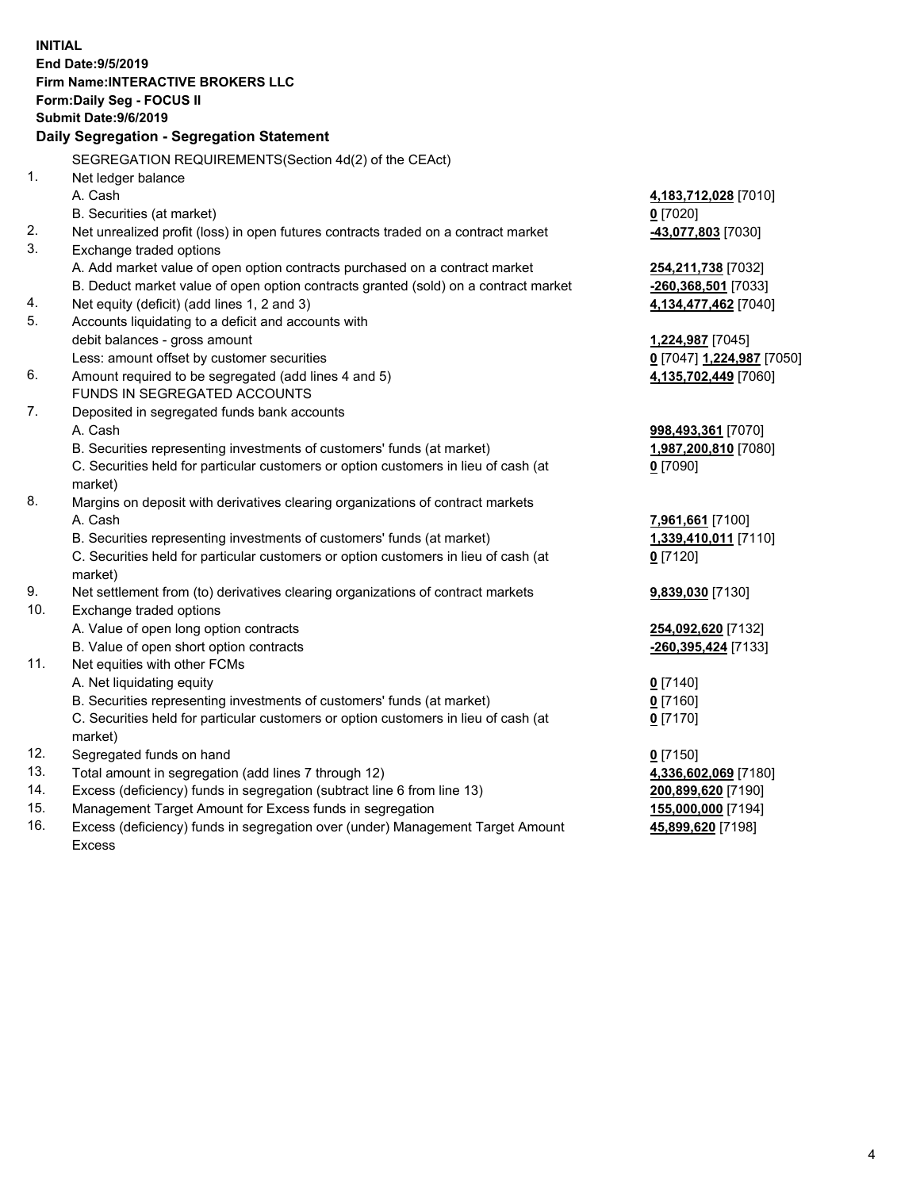**INITIAL**
**End Date:9/5/2019**
**Firm Name:INTERACTIVE BROKERS LLC**
**Form:Daily Seg - FOCUS II**
**Submit Date:9/6/2019**
**Daily Segregation - Segregation Statement**

SEGREGATION REQUIREMENTS(Section 4d(2) of the CEAct)

| | | |
|---|---|---|
| 1. | Net ledger balance | |
| | A. Cash | **4,183,712,028** [7010] |
| | B. Securities (at market) | **0** [7020] |
| 2. | Net unrealized profit (loss) in open futures contracts traded on a contract market | **-43,077,803** [7030] |
| 3. | Exchange traded options | |
| | A. Add market value of open option contracts purchased on a contract market | **254,211,738** [7032] |
| | B. Deduct market value of open option contracts granted (sold) on a contract market | **-260,368,501** [7033] |
| 4. | Net equity (deficit) (add lines 1, 2 and 3) | **4,134,477,462** [7040] |
| 5. | Accounts liquidating to a deficit and accounts with debit balances - gross amount | **1,224,987** [7045] |
| | Less: amount offset by customer securities | **0** [7047] **1,224,987** [7050] |
| 6. | Amount required to be segregated (add lines 4 and 5) | **4,135,702,449** [7060] |
| | FUNDS IN SEGREGATED ACCOUNTS | |
| 7. | Deposited in segregated funds bank accounts | |
| | A. Cash | **998,493,361** [7070] |
| | B. Securities representing investments of customers' funds (at market) | **1,987,200,810** [7080] |
| | C. Securities held for particular customers or option customers in lieu of cash (at market) | **0** [7090] |
| 8. | Margins on deposit with derivatives clearing organizations of contract markets | |
| | A. Cash | **7,961,661** [7100] |
| | B. Securities representing investments of customers' funds (at market) | **1,339,410,011** [7110] |
| | C. Securities held for particular customers or option customers in lieu of cash (at market) | **0** [7120] |
| 9. | Net settlement from (to) derivatives clearing organizations of contract markets | **9,839,030** [7130] |
| 10. | Exchange traded options | |
| | A. Value of open long option contracts | **254,092,620** [7132] |
| | B. Value of open short option contracts | **-260,395,424** [7133] |
| 11. | Net equities with other FCMs | |
| | A. Net liquidating equity | **0** [7140] |
| | B. Securities representing investments of customers' funds (at market) | **0** [7160] |
| | C. Securities held for particular customers or option customers in lieu of cash (at market) | **0** [7170] |
| 12. | Segregated funds on hand | **0** [7150] |
| 13. | Total amount in segregation (add lines 7 through 12) | **4,336,602,069** [7180] |
| 14. | Excess (deficiency) funds in segregation (subtract line 6 from line 13) | **200,899,620** [7190] |
| 15. | Management Target Amount for Excess funds in segregation | **155,000,000** [7194] |
| 16. | Excess (deficiency) funds in segregation over (under) Management Target Amount Excess | **45,899,620** [7198] |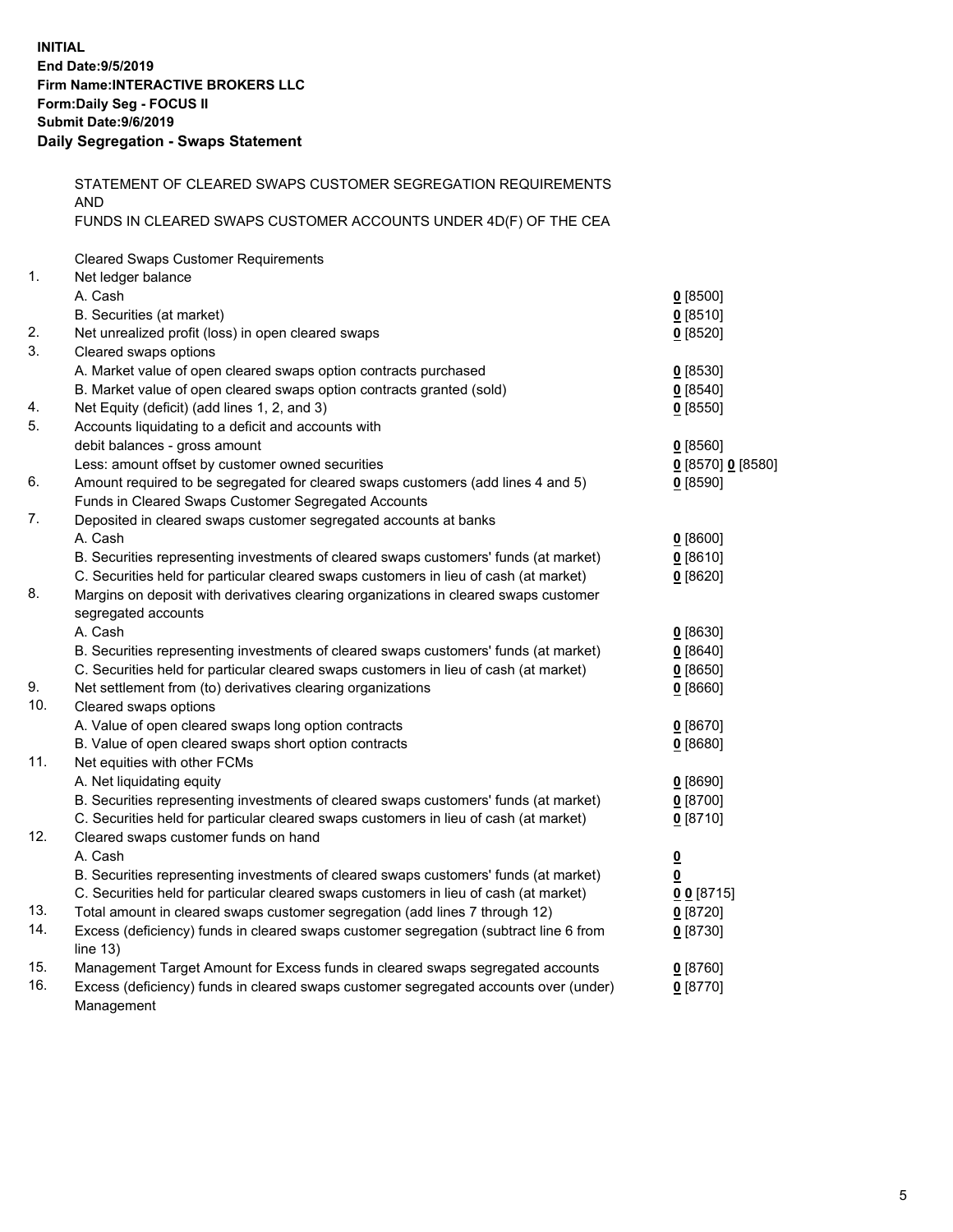**INITIAL**
**End Date:9/5/2019**
**Firm Name:INTERACTIVE BROKERS LLC**
**Form:Daily Seg - FOCUS II**
**Submit Date:9/6/2019**
**Daily Segregation - Swaps Statement**

STATEMENT OF CLEARED SWAPS CUSTOMER SEGREGATION REQUIREMENTS AND FUNDS IN CLEARED SWAPS CUSTOMER ACCOUNTS UNDER 4D(F) OF THE CEA

| | | |
|---|---|---|
| | Cleared Swaps Customer Requirements | |
| 1. | Net ledger balance | |
| | A. Cash | 0 [8500] |
| | B. Securities (at market) | 0 [8510] |
| 2. | Net unrealized profit (loss) in open cleared swaps | 0 [8520] |
| 3. | Cleared swaps options | |
| | A. Market value of open cleared swaps option contracts purchased | 0 [8530] |
| | B. Market value of open cleared swaps option contracts granted (sold) | 0 [8540] |
| 4. | Net Equity (deficit) (add lines 1, 2, and 3) | 0 [8550] |
| 5. | Accounts liquidating to a deficit and accounts with debit balances - gross amount | 0 [8560] |
| | Less: amount offset by customer owned securities | 0 [8570] 0 [8580] |
| 6. | Amount required to be segregated for cleared swaps customers (add lines 4 and 5) | 0 [8590] |
| | Funds in Cleared Swaps Customer Segregated Accounts | |
| 7. | Deposited in cleared swaps customer segregated accounts at banks | |
| | A. Cash | 0 [8600] |
| | B. Securities representing investments of cleared swaps customers' funds (at market) | 0 [8610] |
| | C. Securities held for particular cleared swaps customers in lieu of cash (at market) | 0 [8620] |
| 8. | Margins on deposit with derivatives clearing organizations in cleared swaps customer segregated accounts | |
| | A. Cash | 0 [8630] |
| | B. Securities representing investments of cleared swaps customers' funds (at market) | 0 [8640] |
| | C. Securities held for particular cleared swaps customers in lieu of cash (at market) | 0 [8650] |
| 9. | Net settlement from (to) derivatives clearing organizations | 0 [8660] |
| 10. | Cleared swaps options | |
| | A. Value of open cleared swaps long option contracts | 0 [8670] |
| | B. Value of open cleared swaps short option contracts | 0 [8680] |
| 11. | Net equities with other FCMs | |
| | A. Net liquidating equity | 0 [8690] |
| | B. Securities representing investments of cleared swaps customers' funds (at market) | 0 [8700] |
| | C. Securities held for particular cleared swaps customers in lieu of cash (at market) | 0 [8710] |
| 12. | Cleared swaps customer funds on hand | |
| | A. Cash | 0 |
| | B. Securities representing investments of cleared swaps customers' funds (at market) | 0 |
| | C. Securities held for particular cleared swaps customers in lieu of cash (at market) | 0 0 [8715] |
| 13. | Total amount in cleared swaps customer segregation (add lines 7 through 12) | 0 [8720] |
| 14. | Excess (deficiency) funds in cleared swaps customer segregation (subtract line 6 from line 13) | 0 [8730] |
| 15. | Management Target Amount for Excess funds in cleared swaps segregated accounts | 0 [8760] |
| 16. | Excess (deficiency) funds in cleared swaps customer segregated accounts over (under) Management | 0 [8770] |